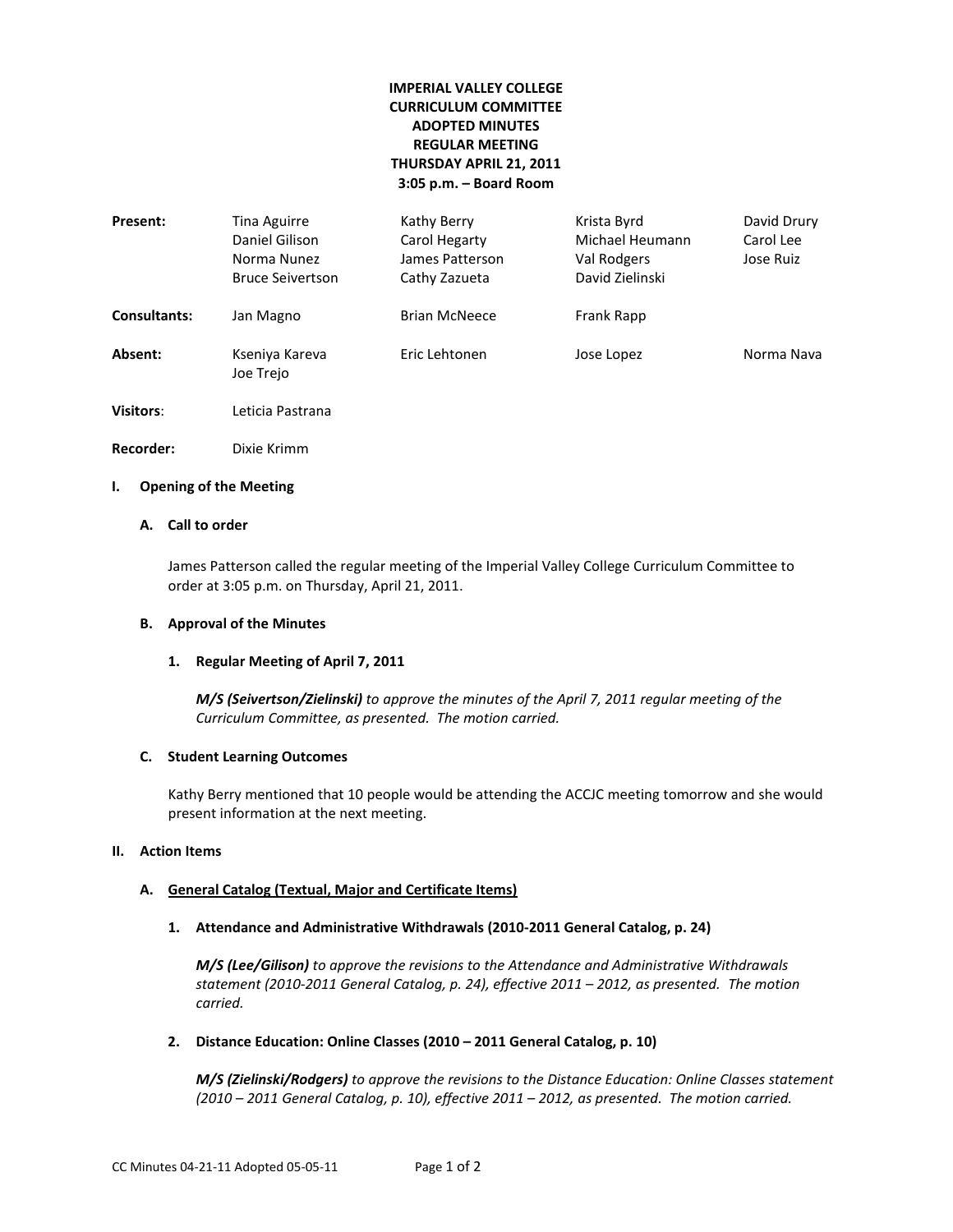**IMPERIAL VALLEY COLLEGE**
**CURRICULUM COMMITTEE**
**ADOPTED MINUTES**
**REGULAR MEETING**
**THURSDAY APRIL 21, 2011**
**3:05 p.m. – Board Room**

| | | | | |
|---|---|---|---|---|
| **Present:** | Tina Aguirre | Kathy Berry | Krista Byrd | David Drury |
| | Daniel Gilison | Carol Hegarty | Michael Heumann | Carol Lee |
| | Norma Nunez | James Patterson | Val Rodgers | Jose Ruiz |
| | Bruce Seivertson | Cathy Zazueta | David Zielinski | |
| **Consultants:** | Jan Magno | Brian McNeece | Frank Rapp | |
| **Absent:** | Kseniya Kareva | Eric Lehtonen | Jose Lopez | Norma Nava |
| | Joe Trejo | | | |
| **Visitors**: | Leticia Pastrana | | | |
| **Recorder:** | Dixie Krimm | | | |

## I. Opening of the Meeting

### A. Call to order

James Patterson called the regular meeting of the Imperial Valley College Curriculum Committee to order at 3:05 p.m. on Thursday, April 21, 2011.

### B. Approval of the Minutes

**1. Regular Meeting of April 7, 2011**

***M/S (Seivertson/Zielinski)*** *to approve the minutes of the April 7, 2011 regular meeting of the Curriculum Committee, as presented. The motion carried.*

### C. Student Learning Outcomes

Kathy Berry mentioned that 10 people would be attending the ACCJC meeting tomorrow and she would present information at the next meeting.

## II. Action Items

### A. <u>General Catalog (Textual, Major and Certificate Items)</u>

**1. Attendance and Administrative Withdrawals (2010-2011 General Catalog, p. 24)**

***M/S (Lee/Gilison)*** *to approve the revisions to the Attendance and Administrative Withdrawals statement (2010-2011 General Catalog, p. 24), effective 2011 – 2012, as presented. The motion carried.*

**2. Distance Education: Online Classes (2010 – 2011 General Catalog, p. 10)**

***M/S (Zielinski/Rodgers)*** *to approve the revisions to the Distance Education: Online Classes statement (2010 – 2011 General Catalog, p. 10), effective 2011 – 2012, as presented. The motion carried.*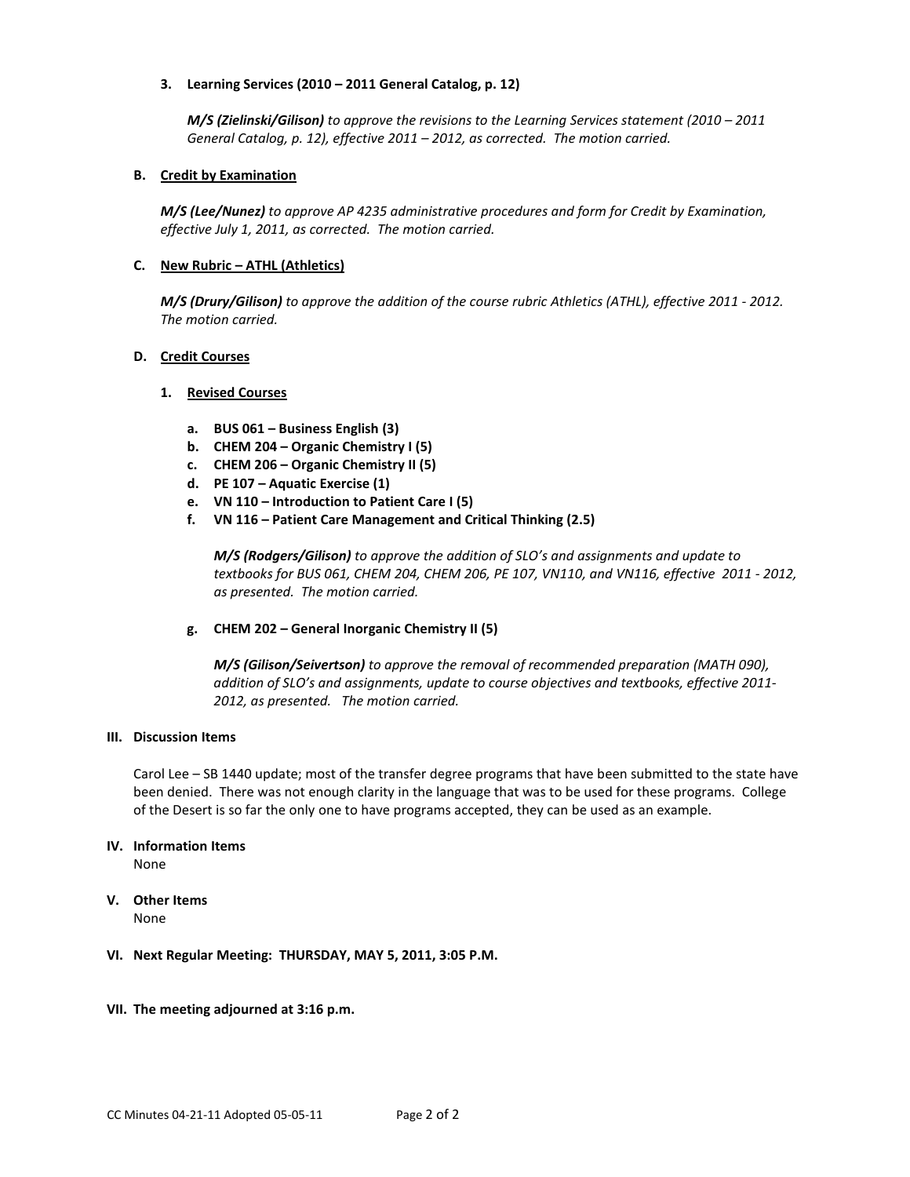3. **Learning Services (2010 – 2011 General Catalog, p. 12)**

   ***M/S (Zielinski/Gilison)*** *to approve the revisions to the Learning Services statement (2010 – 2011 General Catalog, p. 12), effective 2011 – 2012, as corrected. The motion carried.*

**B. <u>Credit by Examination</u>**

***M/S (Lee/Nunez)*** *to approve AP 4235 administrative procedures and form for Credit by Examination, effective July 1, 2011, as corrected. The motion carried.*

**C. <u>New Rubric – ATHL (Athletics)</u>**

***M/S (Drury/Gilison)*** *to approve the addition of the course rubric Athletics (ATHL), effective 2011 - 2012. The motion carried.*

**D. <u>Credit Courses</u>**

1. **<u>Revised Courses</u>**

   a. **BUS 061 – Business English (3)**
   b. **CHEM 204 – Organic Chemistry I (5)**
   c. **CHEM 206 – Organic Chemistry II (5)**
   d. **PE 107 – Aquatic Exercise (1)**
   e. **VN 110 – Introduction to Patient Care I (5)**
   f. **VN 116 – Patient Care Management and Critical Thinking (2.5)**

   ***M/S (Rodgers/Gilison)*** *to approve the addition of SLO's and assignments and update to textbooks for BUS 061, CHEM 204, CHEM 206, PE 107, VN110, and VN116, effective 2011 - 2012, as presented. The motion carried.*

   g. **CHEM 202 – General Inorganic Chemistry II (5)**

   ***M/S (Gilison/Seivertson)*** *to approve the removal of recommended preparation (MATH 090), addition of SLO's and assignments, update to course objectives and textbooks, effective 2011-2012, as presented. The motion carried.*

**III. Discussion Items**

Carol Lee – SB 1440 update; most of the transfer degree programs that have been submitted to the state have been denied. There was not enough clarity in the language that was to be used for these programs. College of the Desert is so far the only one to have programs accepted, they can be used as an example.

**IV. Information Items**

None

**V. Other Items**

None

**VI. Next Regular Meeting: THURSDAY, MAY 5, 2011, 3:05 P.M.**

**VII. The meeting adjourned at 3:16 p.m.**